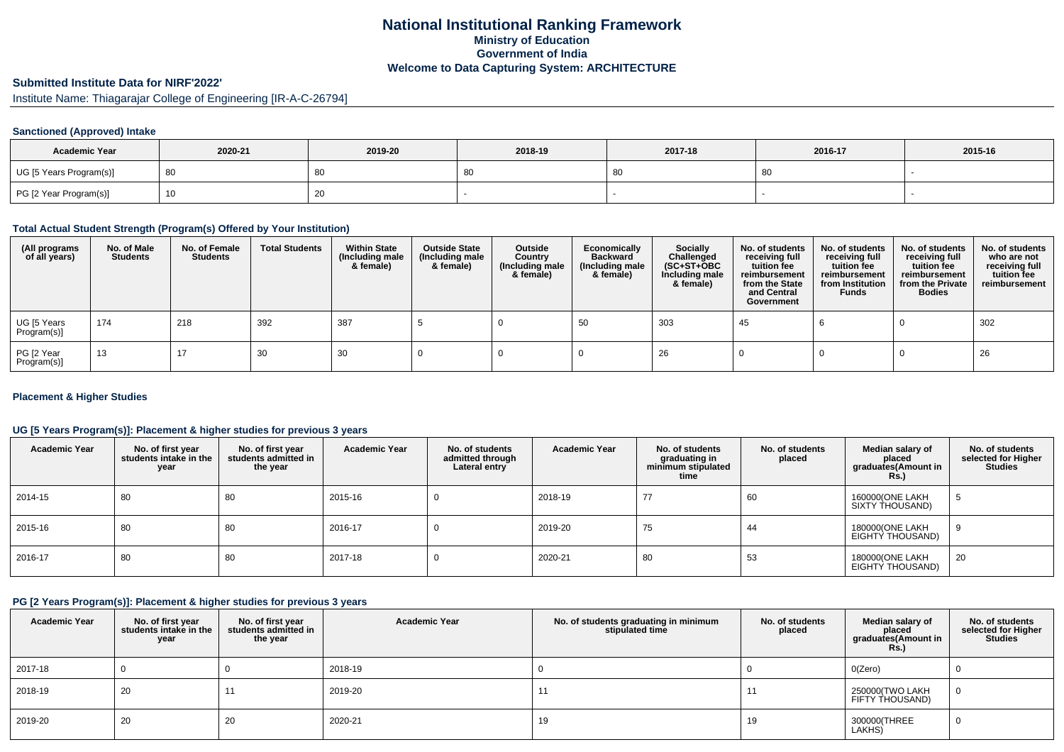# National Institutional Ranking Framework
## Ministry of Education
## Government of India
## Welcome to Data Capturing System: ARCHITECTURE

### Submitted Institute Data for NIRF'2022'

Institute Name: Thiagarajar College of Engineering [IR-A-C-26794]

#### Sanctioned (Approved) Intake

| Academic Year | 2020-21 | 2019-20 | 2018-19 | 2017-18 | 2016-17 | 2015-16 |
|---|---|---|---|---|---|---|
| UG [5 Years Program(s)] | 80 | 80 | 80 | 80 | 80 | - |
| PG [2 Year Program(s)] | 10 | 20 | - | - | - | - |

#### Total Actual Student Strength (Program(s) Offered by Your Institution)

| (All programs of all years) | No. of Male Students | No. of Female Students | Total Students | Within State (Including male & female) | Outside State (Including male & female) | Outside Country (Including male & female) | Economically Backward (Including male & female) | Socially Challenged (SC+ST+OBC Including male & female) | No. of students receiving full tuition fee reimbursement from the State and Central Government | No. of students receiving full tuition fee reimbursement from Institution Funds | No. of students receiving full tuition fee reimbursement from the Private Bodies | No. of students who are not receiving full tuition fee reimbursement |
|---|---|---|---|---|---|---|---|---|---|---|---|---|
| UG [5 Years Program(s)] | 174 | 218 | 392 | 387 | 5 | 0 | 50 | 303 | 45 | 6 | 0 | 302 |
| PG [2 Year Program(s)] | 13 | 17 | 30 | 30 | 0 | 0 | 0 | 26 | 0 | 0 | 0 | 26 |

#### Placement & Higher Studies

#### UG [5 Years Program(s)]: Placement & higher studies for previous 3 years

| Academic Year | No. of first year students intake in the year | No. of first year students admitted in the year | Academic Year | No. of students admitted through Lateral entry | Academic Year | No. of students graduating in minimum stipulated time | No. of students placed | Median salary of placed graduates(Amount in Rs.) | No. of students selected for Higher Studies |
|---|---|---|---|---|---|---|---|---|---|
| 2014-15 | 80 | 80 | 2015-16 | 0 | 2018-19 | 77 | 60 | 160000(ONE LAKH SIXTY THOUSAND) | 5 |
| 2015-16 | 80 | 80 | 2016-17 | 0 | 2019-20 | 75 | 44 | 180000(ONE LAKH EIGHTY THOUSAND) | 9 |
| 2016-17 | 80 | 80 | 2017-18 | 0 | 2020-21 | 80 | 53 | 180000(ONE LAKH EIGHTY THOUSAND) | 20 |

#### PG [2 Years Program(s)]: Placement & higher studies for previous 3 years

| Academic Year | No. of first year students intake in the year | No. of first year students admitted in the year | Academic Year | No. of students graduating in minimum stipulated time | No. of students placed | Median salary of placed graduates(Amount in Rs.) | No. of students selected for Higher Studies |
|---|---|---|---|---|---|---|---|
| 2017-18 | 0 | 0 | 2018-19 | 0 | 0 | 0(Zero) | 0 |
| 2018-19 | 20 | 11 | 2019-20 | 11 | 11 | 250000(TWO LAKH FIFTY THOUSAND) | 0 |
| 2019-20 | 20 | 20 | 2020-21 | 19 | 19 | 300000(THREE LAKHS) | 0 |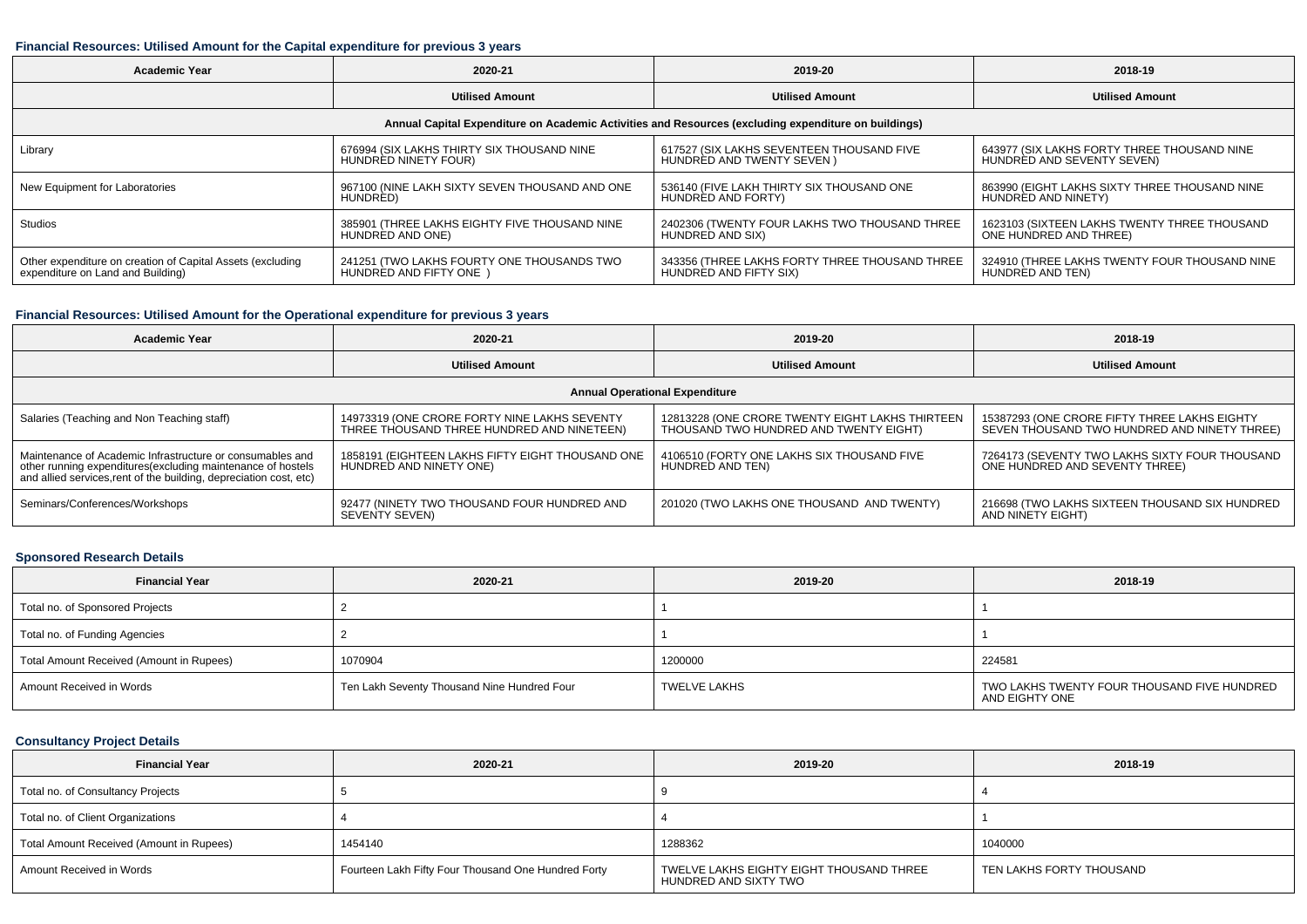### Financial Resources: Utilised Amount for the Capital expenditure for previous 3 years

| Academic Year | 2020-21 | 2019-20 | 2018-19 |
|---|---|---|---|
| | **Utilised Amount** | **Utilised Amount** | **Utilised Amount** |
| **Annual Capital Expenditure on Academic Activities and Resources (excluding expenditure on buildings)** | | | |
| Library | 676994 (SIX LAKHS THIRTY SIX THOUSAND NINE HUNDRED NINETY FOUR) | 617527 (SIX LAKHS SEVENTEEN THOUSAND FIVE HUNDRED AND TWENTY SEVEN ) | 643977 (SIX LAKHS FORTY THREE THOUSAND NINE HUNDRED AND SEVENTY SEVEN) |
| New Equipment for Laboratories | 967100 (NINE LAKH SIXTY SEVEN THOUSAND AND ONE HUNDRED) | 536140 (FIVE LAKH THIRTY SIX THOUSAND ONE HUNDRED AND FORTY) | 863990 (EIGHT LAKHS SIXTY THREE THOUSAND NINE HUNDRED AND NINETY) |
| Studios | 385901 (THREE LAKHS EIGHTY FIVE THOUSAND NINE HUNDRED AND ONE) | 2402306 (TWENTY FOUR LAKHS TWO THOUSAND THREE HUNDRED AND SIX) | 1623103 (SIXTEEN LAKHS TWENTY THREE THOUSAND ONE HUNDRED AND THREE) |
| Other expenditure on creation of Capital Assets (excluding expenditure on Land and Building) | 241251 (TWO LAKHS FOURTY ONE THOUSANDS TWO HUNDRED AND FIFTY ONE ) | 343356 (THREE LAKHS FORTY THREE THOUSAND THREE HUNDRED AND FIFTY SIX) | 324910 (THREE LAKHS TWENTY FOUR THOUSAND NINE HUNDRED AND TEN) |

### Financial Resources: Utilised Amount for the Operational expenditure for previous 3 years

| Academic Year | 2020-21 | 2019-20 | 2018-19 |
|---|---|---|---|
| | **Utilised Amount** | **Utilised Amount** | **Utilised Amount** |
| **Annual Operational Expenditure** | | | |
| Salaries (Teaching and Non Teaching staff) | 14973319 (ONE CRORE FORTY NINE LAKHS SEVENTY THREE THOUSAND THREE HUNDRED AND NINETEEN) | 12813228 (ONE CRORE TWENTY EIGHT LAKHS THIRTEEN THOUSAND TWO HUNDRED AND TWENTY EIGHT) | 15387293 (ONE CRORE FIFTY THREE LAKHS EIGHTY SEVEN THOUSAND TWO HUNDRED AND NINETY THREE) |
| Maintenance of Academic Infrastructure or consumables and other running expenditures(excluding maintenance of hostels and allied services,rent of the building, depreciation cost, etc) | 1858191 (EIGHTEEN LAKHS FIFTY EIGHT THOUSAND ONE HUNDRED AND NINETY ONE) | 4106510 (FORTY ONE LAKHS SIX THOUSAND FIVE HUNDRED AND TEN) | 7264173 (SEVENTY TWO LAKHS SIXTY FOUR THOUSAND ONE HUNDRED AND SEVENTY THREE) |
| Seminars/Conferences/Workshops | 92477 (NINETY TWO THOUSAND FOUR HUNDRED AND SEVENTY SEVEN) | 201020 (TWO LAKHS ONE THOUSAND AND TWENTY) | 216698 (TWO LAKHS SIXTEEN THOUSAND SIX HUNDRED AND NINETY EIGHT) |

### Sponsored Research Details

| Financial Year | 2020-21 | 2019-20 | 2018-19 |
|---|---|---|---|
| Total no. of Sponsored Projects | 2 | 1 | 1 |
| Total no. of Funding Agencies | 2 | 1 | 1 |
| Total Amount Received (Amount in Rupees) | 1070904 | 1200000 | 224581 |
| Amount Received in Words | Ten Lakh Seventy Thousand Nine Hundred Four | TWELVE LAKHS | TWO LAKHS TWENTY FOUR THOUSAND FIVE HUNDRED AND EIGHTY ONE |

### Consultancy Project Details

| Financial Year | 2020-21 | 2019-20 | 2018-19 |
|---|---|---|---|
| Total no. of Consultancy Projects | 5 | 9 | 4 |
| Total no. of Client Organizations | 4 | 4 | 1 |
| Total Amount Received (Amount in Rupees) | 1454140 | 1288362 | 1040000 |
| Amount Received in Words | Fourteen Lakh Fifty Four Thousand One Hundred Forty | TWELVE LAKHS EIGHTY EIGHT THOUSAND THREE HUNDRED AND SIXTY TWO | TEN LAKHS FORTY THOUSAND |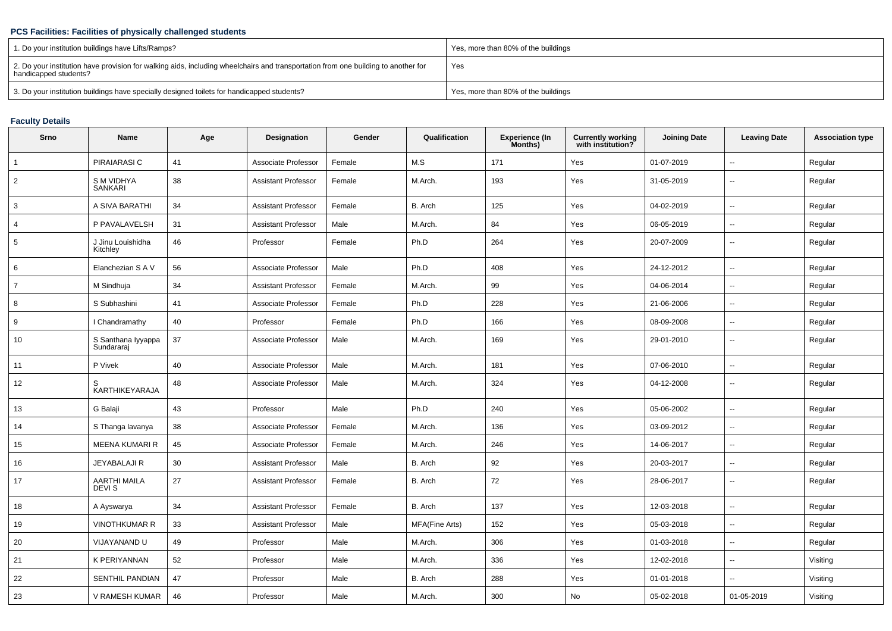### PCS Facilities: Facilities of physically challenged students

| | |
|---|---|
| 1. Do your institution buildings have Lifts/Ramps? | Yes, more than 80% of the buildings |
| 2. Do your institution have provision for walking aids, including wheelchairs and transportation from one building to another for handicapped students? | Yes |
| 3. Do your institution buildings have specially designed toilets for handicapped students? | Yes, more than 80% of the buildings |

### Faculty Details

| Srno | Name | Age | Designation | Gender | Qualification | Experience (In Months) | Currently working with institution? | Joining Date | Leaving Date | Association type |
|---|---|---|---|---|---|---|---|---|---|---|
| 1 | PIRAIARASI C | 41 | Associate Professor | Female | M.S | 171 | Yes | 01-07-2019 | -- | Regular |
| 2 | S M VIDHYA SANKARI | 38 | Assistant Professor | Female | M.Arch. | 193 | Yes | 31-05-2019 | -- | Regular |
| 3 | A SIVA BARATHI | 34 | Assistant Professor | Female | B. Arch | 125 | Yes | 04-02-2019 | -- | Regular |
| 4 | P PAVALAVELSH | 31 | Assistant Professor | Male | M.Arch. | 84 | Yes | 06-05-2019 | -- | Regular |
| 5 | J Jinu Louishidha Kitchley | 46 | Professor | Female | Ph.D | 264 | Yes | 20-07-2009 | -- | Regular |
| 6 | Elanchezian S A V | 56 | Associate Professor | Male | Ph.D | 408 | Yes | 24-12-2012 | -- | Regular |
| 7 | M Sindhuja | 34 | Assistant Professor | Female | M.Arch. | 99 | Yes | 04-06-2014 | -- | Regular |
| 8 | S Subhashini | 41 | Associate Professor | Female | Ph.D | 228 | Yes | 21-06-2006 | -- | Regular |
| 9 | I Chandramathy | 40 | Professor | Female | Ph.D | 166 | Yes | 08-09-2008 | -- | Regular |
| 10 | S Santhana Iyyappa Sundararaj | 37 | Associate Professor | Male | M.Arch. | 169 | Yes | 29-01-2010 | -- | Regular |
| 11 | P Vivek | 40 | Associate Professor | Male | M.Arch. | 181 | Yes | 07-06-2010 | -- | Regular |
| 12 | S KARTHIKEYARAJA | 48 | Associate Professor | Male | M.Arch. | 324 | Yes | 04-12-2008 | -- | Regular |
| 13 | G Balaji | 43 | Professor | Male | Ph.D | 240 | Yes | 05-06-2002 | -- | Regular |
| 14 | S Thanga lavanya | 38 | Associate Professor | Female | M.Arch. | 136 | Yes | 03-09-2012 | -- | Regular |
| 15 | MEENA KUMARI R | 45 | Associate Professor | Female | M.Arch. | 246 | Yes | 14-06-2017 | -- | Regular |
| 16 | JEYABALAJI R | 30 | Assistant Professor | Male | B. Arch | 92 | Yes | 20-03-2017 | -- | Regular |
| 17 | AARTHI MAILA DEVI S | 27 | Assistant Professor | Female | B. Arch | 72 | Yes | 28-06-2017 | -- | Regular |
| 18 | A Ayswarya | 34 | Assistant Professor | Female | B. Arch | 137 | Yes | 12-03-2018 | -- | Regular |
| 19 | VINOTHKUMAR R | 33 | Assistant Professor | Male | MFA(Fine Arts) | 152 | Yes | 05-03-2018 | -- | Regular |
| 20 | VIJAYANAND U | 49 | Professor | Male | M.Arch. | 306 | Yes | 01-03-2018 | -- | Regular |
| 21 | K PERIYANNAN | 52 | Professor | Male | M.Arch. | 336 | Yes | 12-02-2018 | -- | Visiting |
| 22 | SENTHIL PANDIAN | 47 | Professor | Male | B. Arch | 288 | Yes | 01-01-2018 | -- | Visiting |
| 23 | V RAMESH KUMAR | 46 | Professor | Male | M.Arch. | 300 | No | 05-02-2018 | 01-05-2019 | Visiting |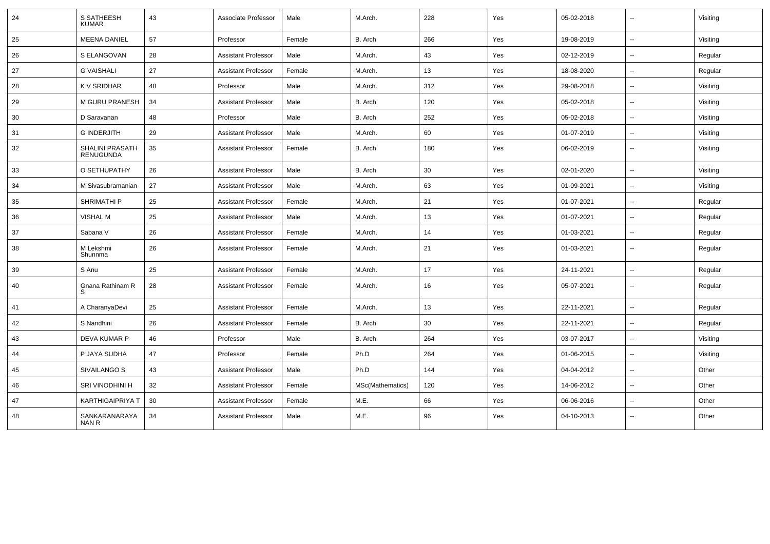| | | | | | | | | | | |
|---|---|---|---|---|---|---|---|---|---|---|
| 24 | S SATHEESH KUMAR | 43 | Associate Professor | Male | M.Arch. | 228 | Yes | 05-02-2018 | -- | Visiting |
| 25 | MEENA DANIEL | 57 | Professor | Female | B. Arch | 266 | Yes | 19-08-2019 | -- | Visiting |
| 26 | S ELANGOVAN | 28 | Assistant Professor | Male | M.Arch. | 43 | Yes | 02-12-2019 | -- | Regular |
| 27 | G VAISHALI | 27 | Assistant Professor | Female | M.Arch. | 13 | Yes | 18-08-2020 | -- | Regular |
| 28 | K V SRIDHAR | 48 | Professor | Male | M.Arch. | 312 | Yes | 29-08-2018 | -- | Visiting |
| 29 | M GURU PRANESH | 34 | Assistant Professor | Male | B. Arch | 120 | Yes | 05-02-2018 | -- | Visiting |
| 30 | D Saravanan | 48 | Professor | Male | B. Arch | 252 | Yes | 05-02-2018 | -- | Visiting |
| 31 | G INDERJITH | 29 | Assistant Professor | Male | M.Arch. | 60 | Yes | 01-07-2019 | -- | Visiting |
| 32 | SHALINI PRASATH RENUGUNDA | 35 | Assistant Professor | Female | B. Arch | 180 | Yes | 06-02-2019 | -- | Visiting |
| 33 | O SETHUPATHY | 26 | Assistant Professor | Male | B. Arch | 30 | Yes | 02-01-2020 | -- | Visiting |
| 34 | M Sivasubramanian | 27 | Assistant Professor | Male | M.Arch. | 63 | Yes | 01-09-2021 | -- | Visiting |
| 35 | SHRIMATHI P | 25 | Assistant Professor | Female | M.Arch. | 21 | Yes | 01-07-2021 | -- | Regular |
| 36 | VISHAL M | 25 | Assistant Professor | Male | M.Arch. | 13 | Yes | 01-07-2021 | -- | Regular |
| 37 | Sabana V | 26 | Assistant Professor | Female | M.Arch. | 14 | Yes | 01-03-2021 | -- | Regular |
| 38 | M Lekshmi Shunnma | 26 | Assistant Professor | Female | M.Arch. | 21 | Yes | 01-03-2021 | -- | Regular |
| 39 | S Anu | 25 | Assistant Professor | Female | M.Arch. | 17 | Yes | 24-11-2021 | -- | Regular |
| 40 | Gnana Rathinam R S | 28 | Assistant Professor | Female | M.Arch. | 16 | Yes | 05-07-2021 | -- | Regular |
| 41 | A CharanyaDevi | 25 | Assistant Professor | Female | M.Arch. | 13 | Yes | 22-11-2021 | -- | Regular |
| 42 | S Nandhini | 26 | Assistant Professor | Female | B. Arch | 30 | Yes | 22-11-2021 | -- | Regular |
| 43 | DEVA KUMAR P | 46 | Professor | Male | B. Arch | 264 | Yes | 03-07-2017 | -- | Visiting |
| 44 | P JAYA SUDHA | 47 | Professor | Female | Ph.D | 264 | Yes | 01-06-2015 | -- | Visiting |
| 45 | SIVAILANGO S | 43 | Assistant Professor | Male | Ph.D | 144 | Yes | 04-04-2012 | -- | Other |
| 46 | SRI VINODHINI H | 32 | Assistant Professor | Female | MSc(Mathematics) | 120 | Yes | 14-06-2012 | -- | Other |
| 47 | KARTHIGAIPRIYA T | 30 | Assistant Professor | Female | M.E. | 66 | Yes | 06-06-2016 | -- | Other |
| 48 | SANKARANARAYA NAN R | 34 | Assistant Professor | Male | M.E. | 96 | Yes | 04-10-2013 | -- | Other |